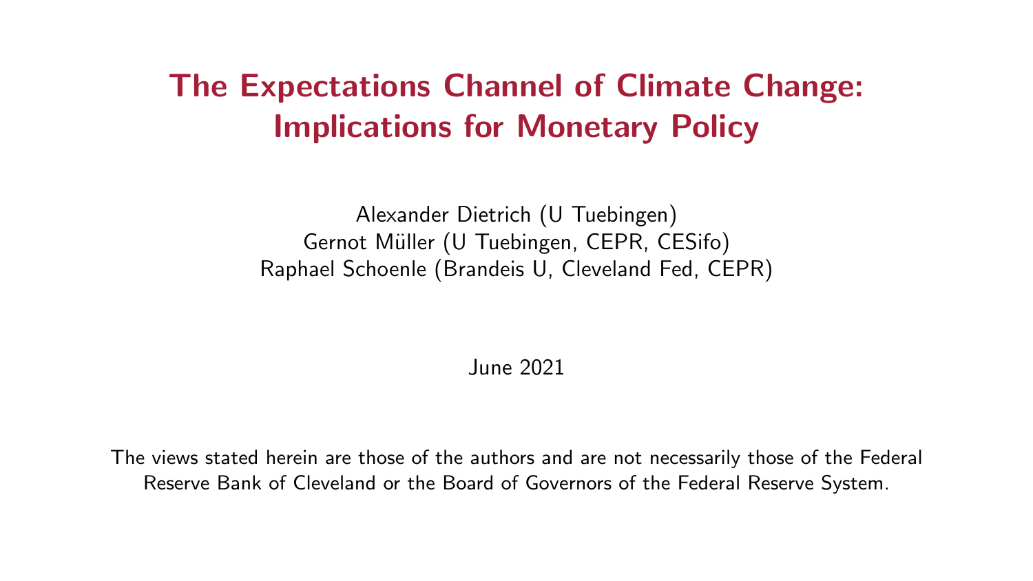# The Expectations Channel of Climate Change: Implications for Monetary Policy

Alexander Dietrich (U Tuebingen)
Gernot Müller (U Tuebingen, CEPR, CESifo)
Raphael Schoenle (Brandeis U, Cleveland Fed, CEPR)

June 2021

The views stated herein are those of the authors and are not necessarily those of the Federal Reserve Bank of Cleveland or the Board of Governors of the Federal Reserve System.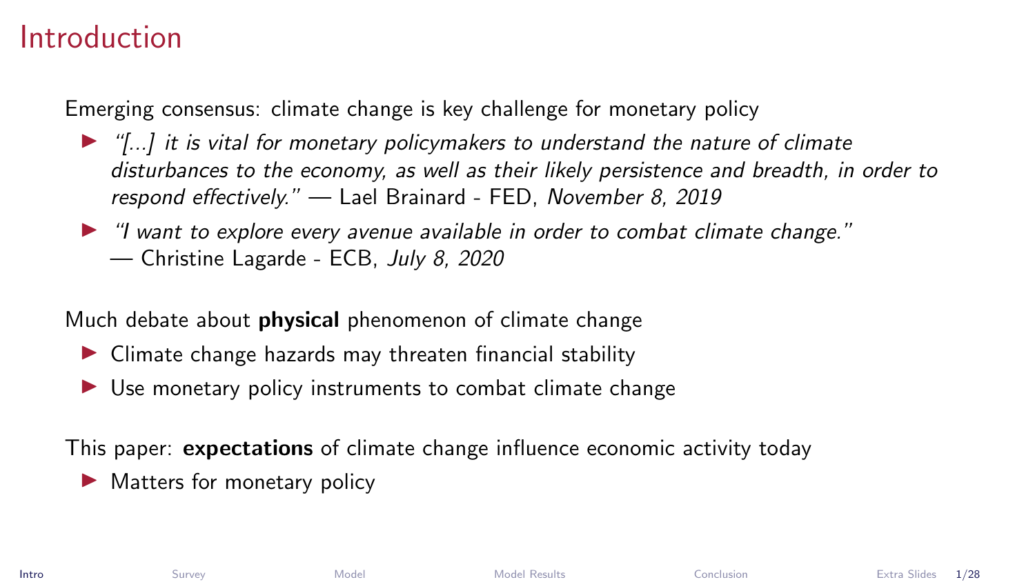# Introduction

Emerging consensus: climate change is key challenge for monetary policy

- *"[...] it is vital for monetary policymakers to understand the nature of climate disturbances to the economy, as well as their likely persistence and breadth, in order to respond effectively."* — Lael Brainard - FED, *November 8, 2019*
- *"I want to explore every avenue available in order to combat climate change."* — Christine Lagarde - ECB, *July 8, 2020*

Much debate about **physical** phenomenon of climate change

- Climate change hazards may threaten financial stability
- Use monetary policy instruments to combat climate change

This paper: **expectations** of climate change influence economic activity today

- Matters for monetary policy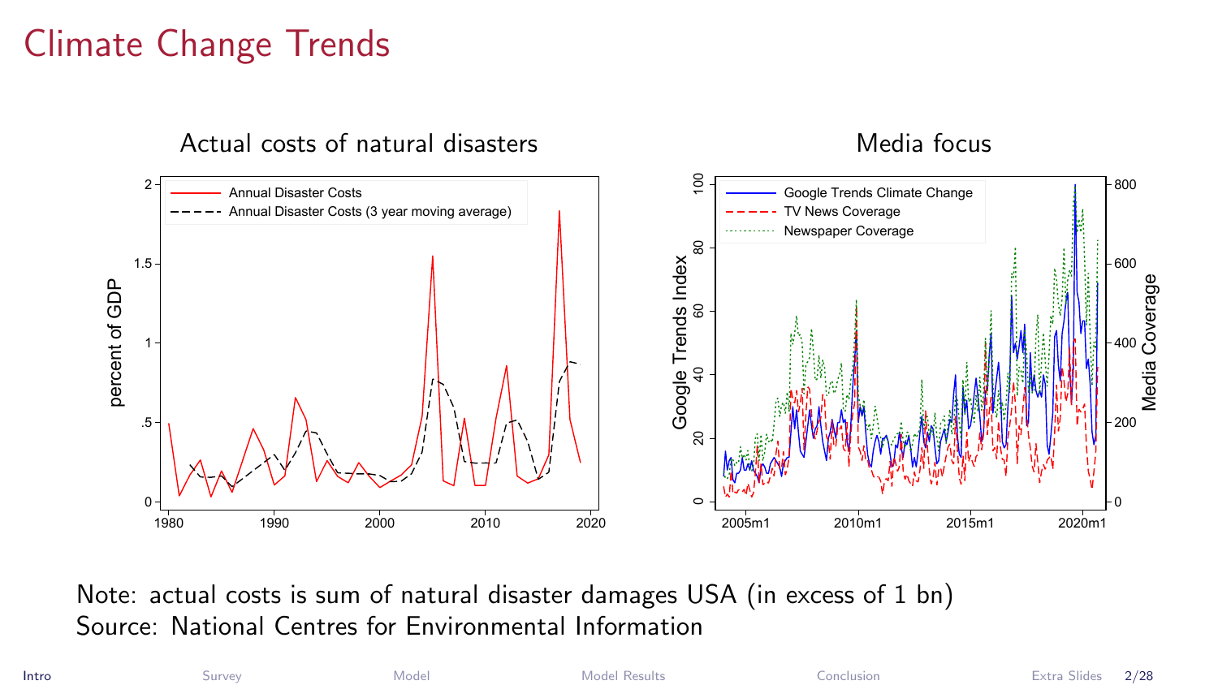# Climate Change Trends

Actual costs of natural disasters

Media focus

Note: actual costs is sum of natural disaster damages USA (in excess of 1 bn)
Source: National Centres for Environmental Information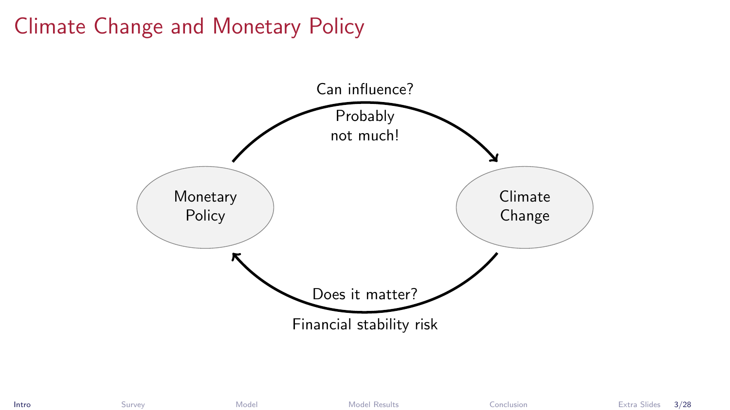# Climate Change and Monetary Policy

Monetary Policy

Climate Change

Can influence?

Probably not much!

Does it matter?

Financial stability risk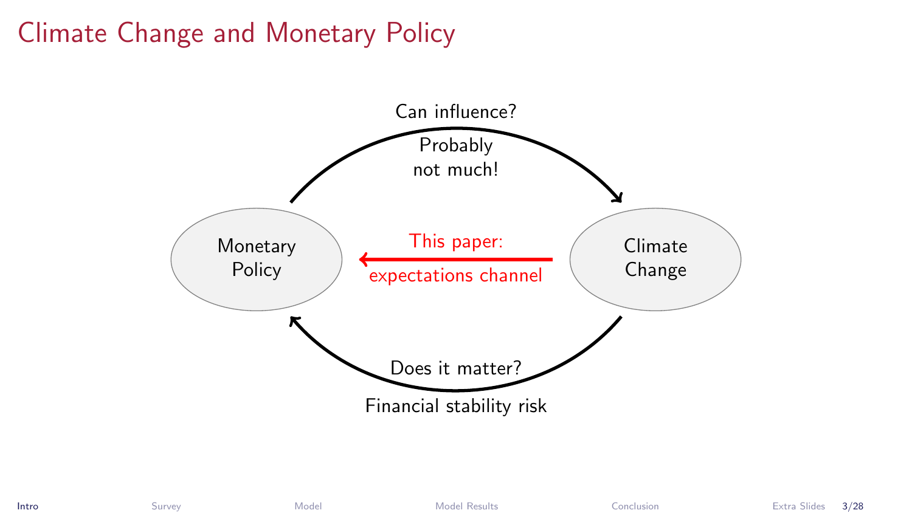# Climate Change and Monetary Policy

Monetary Policy

Climate Change

Can influence?

Probably not much!

This paper: expectations channel

Does it matter?

Financial stability risk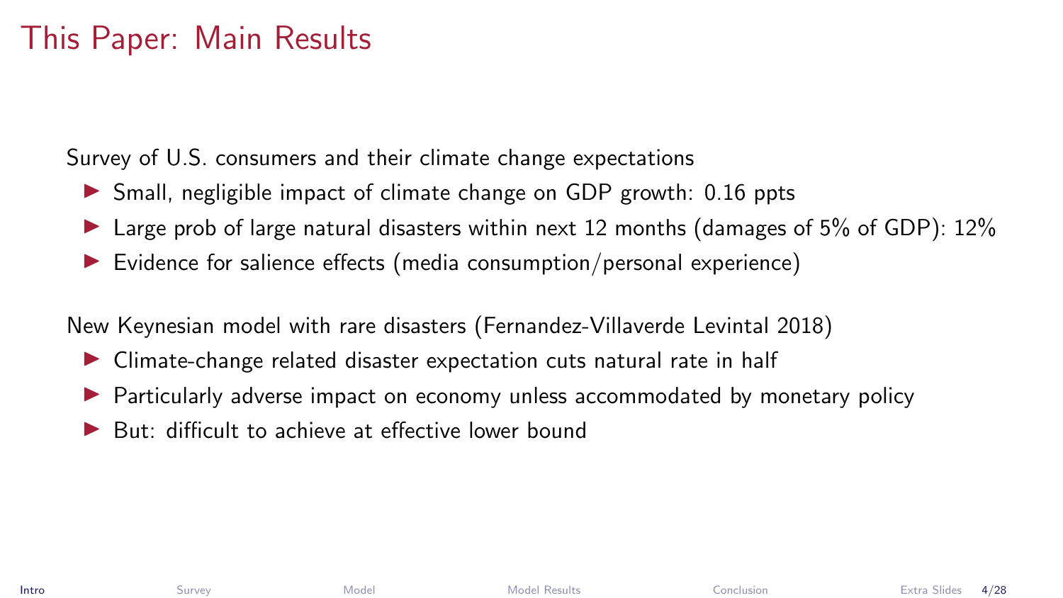# This Paper: Main Results

Survey of U.S. consumers and their climate change expectations

- Small, negligible impact of climate change on GDP growth: 0.16 ppts
- Large prob of large natural disasters within next 12 months (damages of 5% of GDP): 12%
- Evidence for salience effects (media consumption/personal experience)

New Keynesian model with rare disasters (Fernandez-Villaverde Levintal 2018)

- Climate-change related disaster expectation cuts natural rate in half
- Particularly adverse impact on economy unless accommodated by monetary policy
- But: difficult to achieve at effective lower bound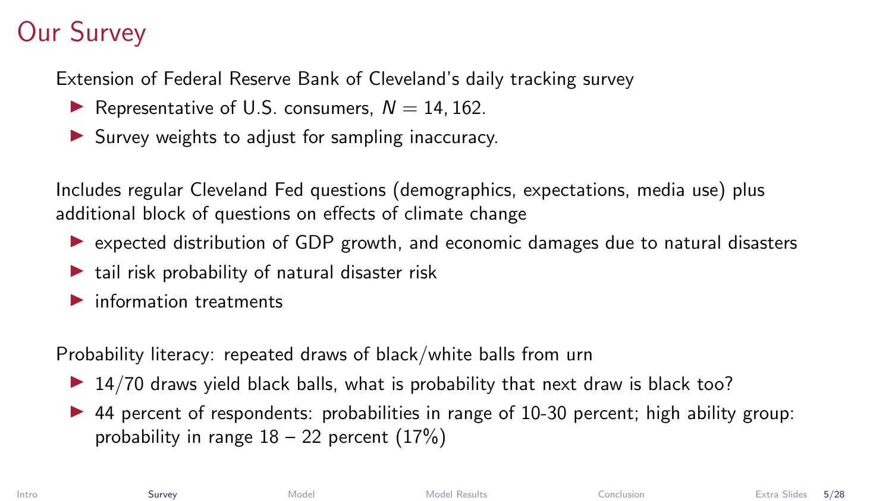# Our Survey

Extension of Federal Reserve Bank of Cleveland's daily tracking survey

- Representative of U.S. consumers, $N = 14,162$.
- Survey weights to adjust for sampling inaccuracy.

Includes regular Cleveland Fed questions (demographics, expectations, media use) plus additional block of questions on effects of climate change

- expected distribution of GDP growth, and economic damages due to natural disasters
- tail risk probability of natural disaster risk
- information treatments

Probability literacy: repeated draws of black/white balls from urn

- 14/70 draws yield black balls, what is probability that next draw is black too?
- 44 percent of respondents: probabilities in range of 10-30 percent; high ability group: probability in range 18 – 22 percent (17%)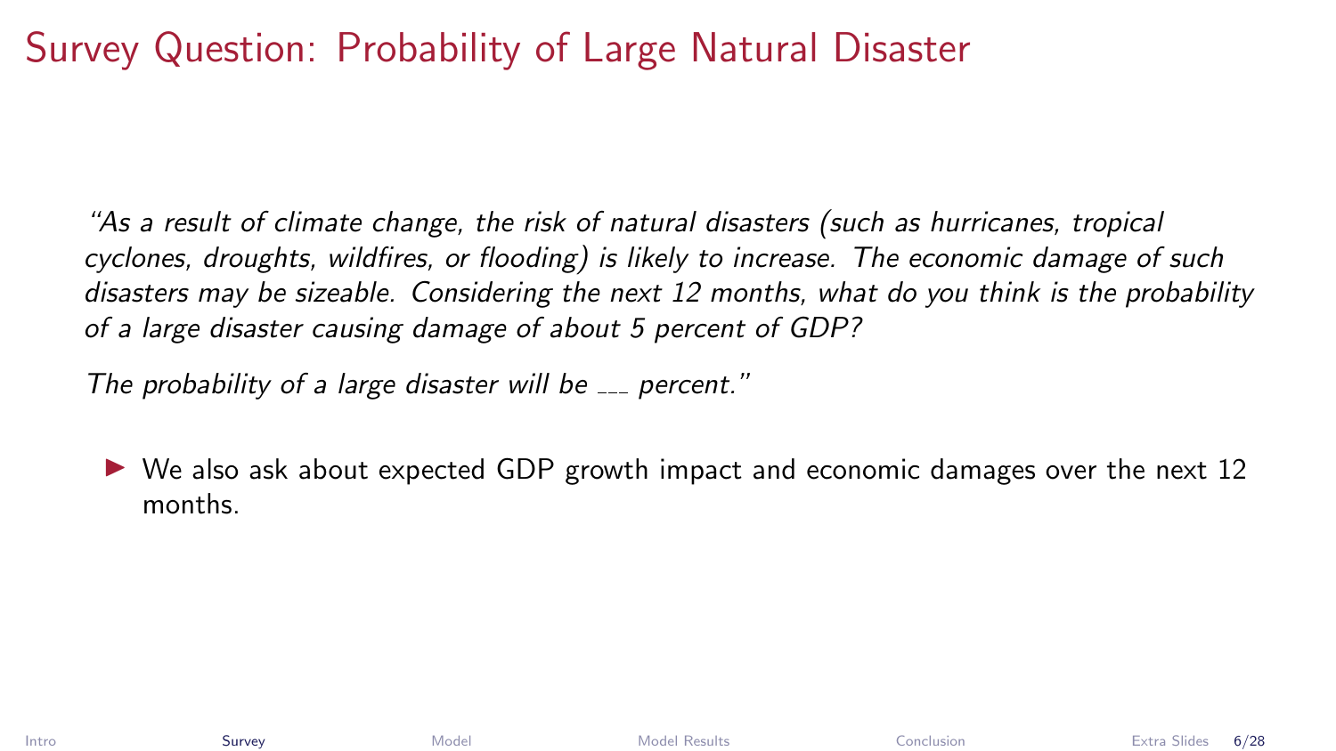# Survey Question: Probability of Large Natural Disaster

*"As a result of climate change, the risk of natural disasters (such as hurricanes, tropical cyclones, droughts, wildfires, or flooding) is likely to increase. The economic damage of such disasters may be sizeable. Considering the next 12 months, what do you think is the probability of a large disaster causing damage of about 5 percent of GDP?*

*The probability of a large disaster will be ___ percent."*

- We also ask about expected GDP growth impact and economic damages over the next 12 months.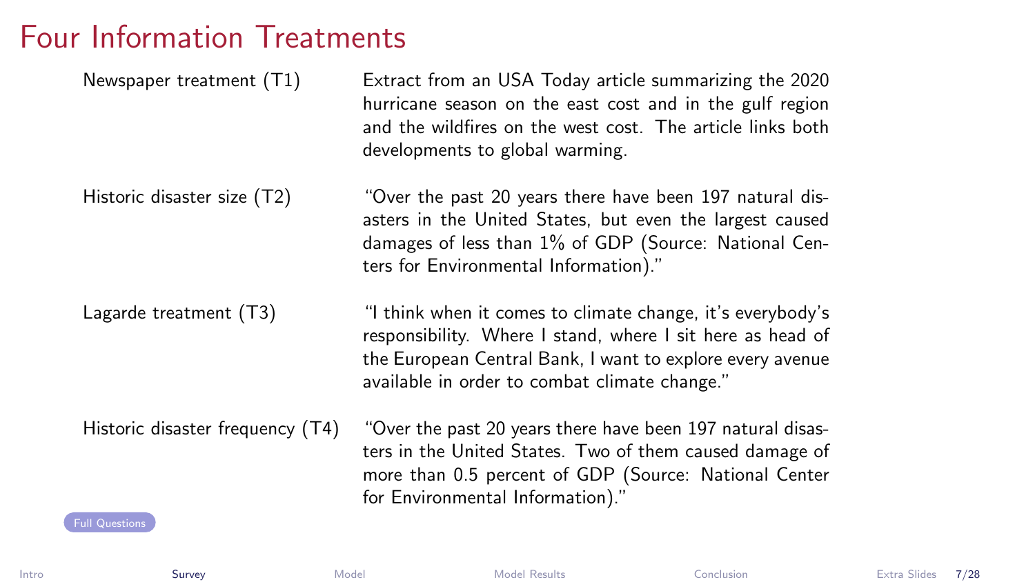# Four Information Treatments

| | |
|---|---|
| Newspaper treatment (T1) | Extract from an USA Today article summarizing the 2020 hurricane season on the east cost and in the gulf region and the wildfires on the west cost. The article links both developments to global warming. |
| Historic disaster size (T2) | "Over the past 20 years there have been 197 natural disasters in the United States, but even the largest caused damages of less than 1% of GDP (Source: National Centers for Environmental Information)." |
| Lagarde treatment (T3) | "I think when it comes to climate change, it's everybody's responsibility. Where I stand, where I sit here as head of the European Central Bank, I want to explore every avenue available in order to combat climate change." |
| Historic disaster frequency (T4) | "Over the past 20 years there have been 197 natural disasters in the United States. Two of them caused damage of more than 0.5 percent of GDP (Source: National Center for Environmental Information)." |

Full Questions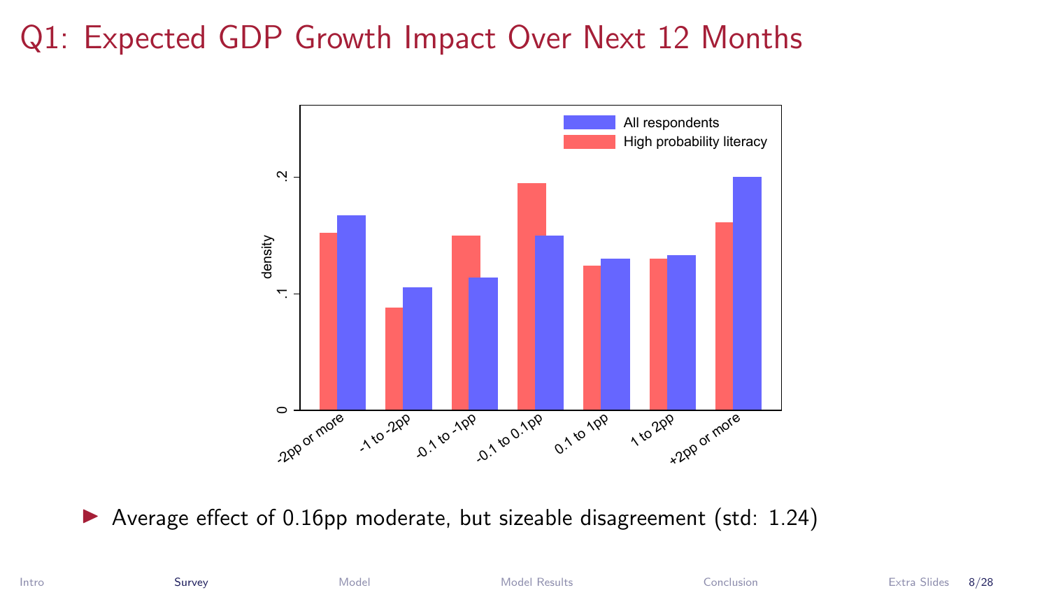# Q1: Expected GDP Growth Impact Over Next 12 Months

- Average effect of 0.16pp moderate, but sizeable disagreement (std: 1.24)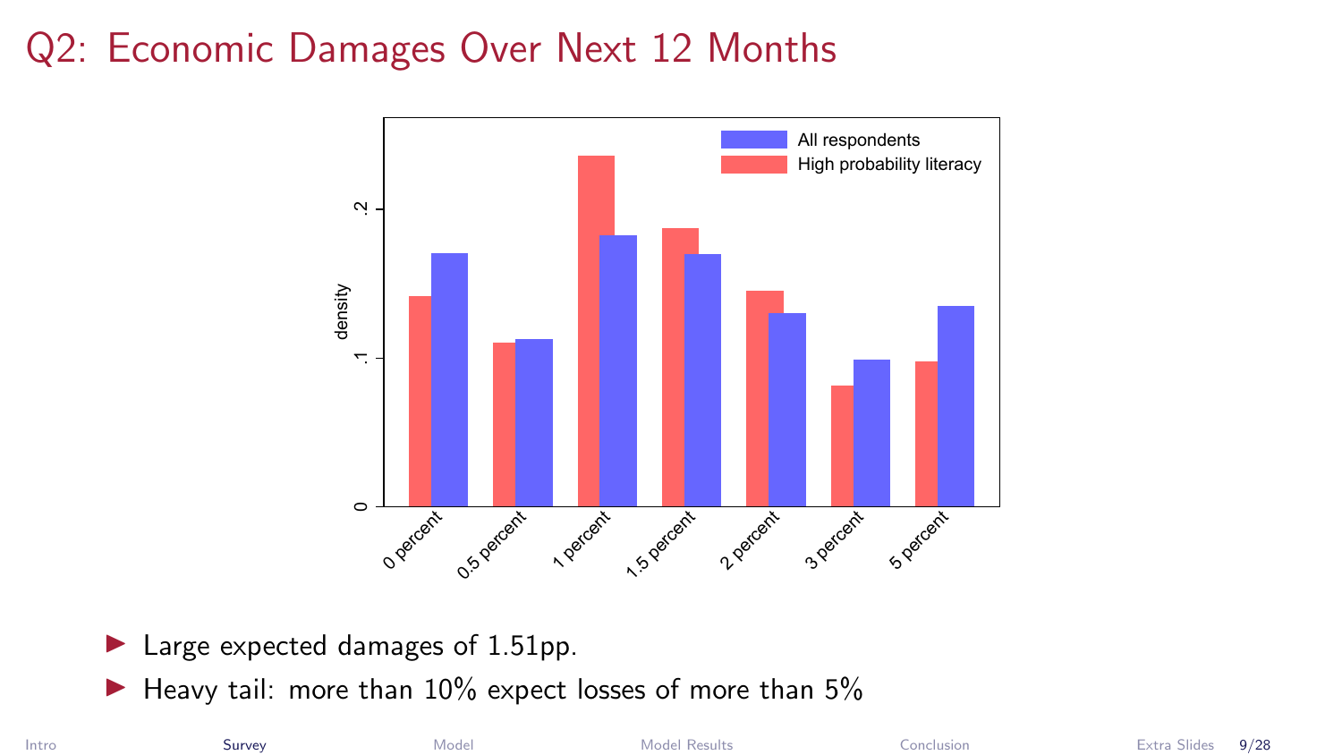# Q2: Economic Damages Over Next 12 Months

- Large expected damages of 1.51pp.
- Heavy tail: more than 10% expect losses of more than 5%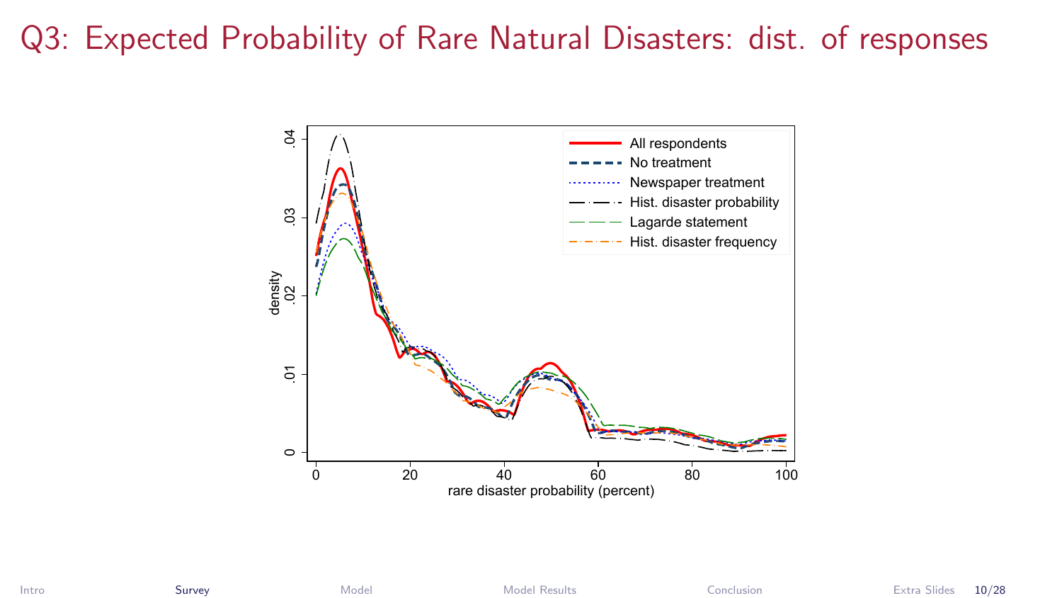# Q3: Expected Probability of Rare Natural Disasters: dist. of responses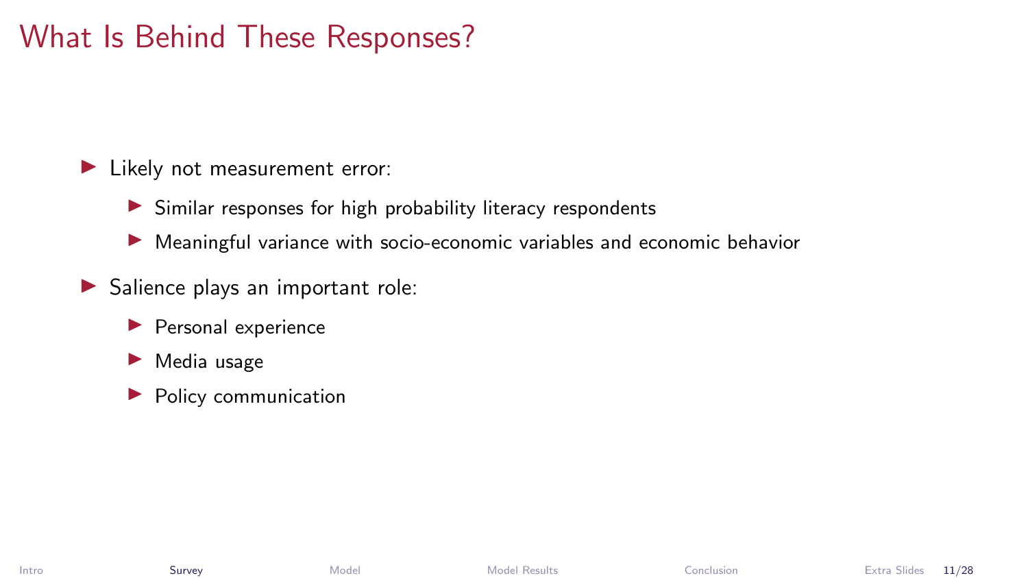# What Is Behind These Responses?

- Likely not measurement error:
  - Similar responses for high probability literacy respondents
  - Meaningful variance with socio-economic variables and economic behavior
- Salience plays an important role:
  - Personal experience
  - Media usage
  - Policy communication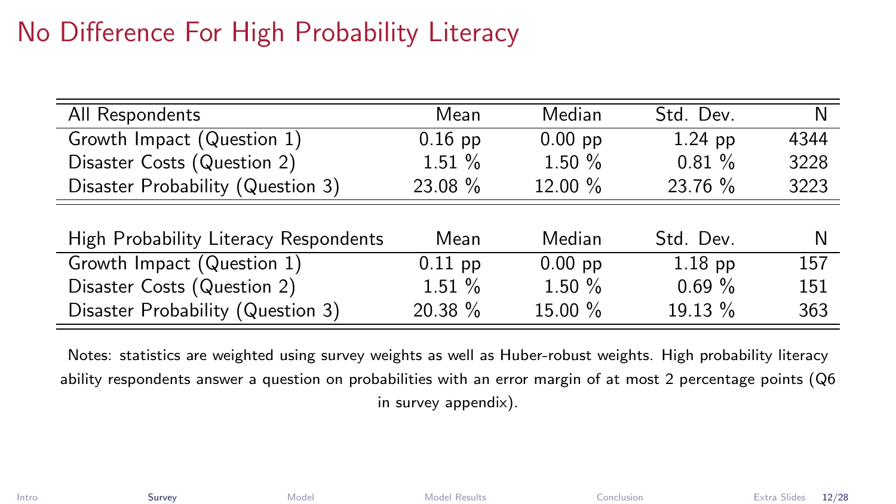# No Difference For High Probability Literacy

| All Respondents | Mean | Median | Std. Dev. | N |
|---|---|---|---|---|
| Growth Impact (Question 1) | 0.16 pp | 0.00 pp | 1.24 pp | 4344 |
| Disaster Costs (Question 2) | 1.51 % | 1.50 % | 0.81 % | 3228 |
| Disaster Probability (Question 3) | 23.08 % | 12.00 % | 23.76 % | 3223 |

| High Probability Literacy Respondents | Mean | Median | Std. Dev. | N |
|---|---|---|---|---|
| Growth Impact (Question 1) | 0.11 pp | 0.00 pp | 1.18 pp | 157 |
| Disaster Costs (Question 2) | 1.51 % | 1.50 % | 0.69 % | 151 |
| Disaster Probability (Question 3) | 20.38 % | 15.00 % | 19.13 % | 363 |

Notes: statistics are weighted using survey weights as well as Huber-robust weights. High probability literacy ability respondents answer a question on probabilities with an error margin of at most 2 percentage points (Q6 in survey appendix).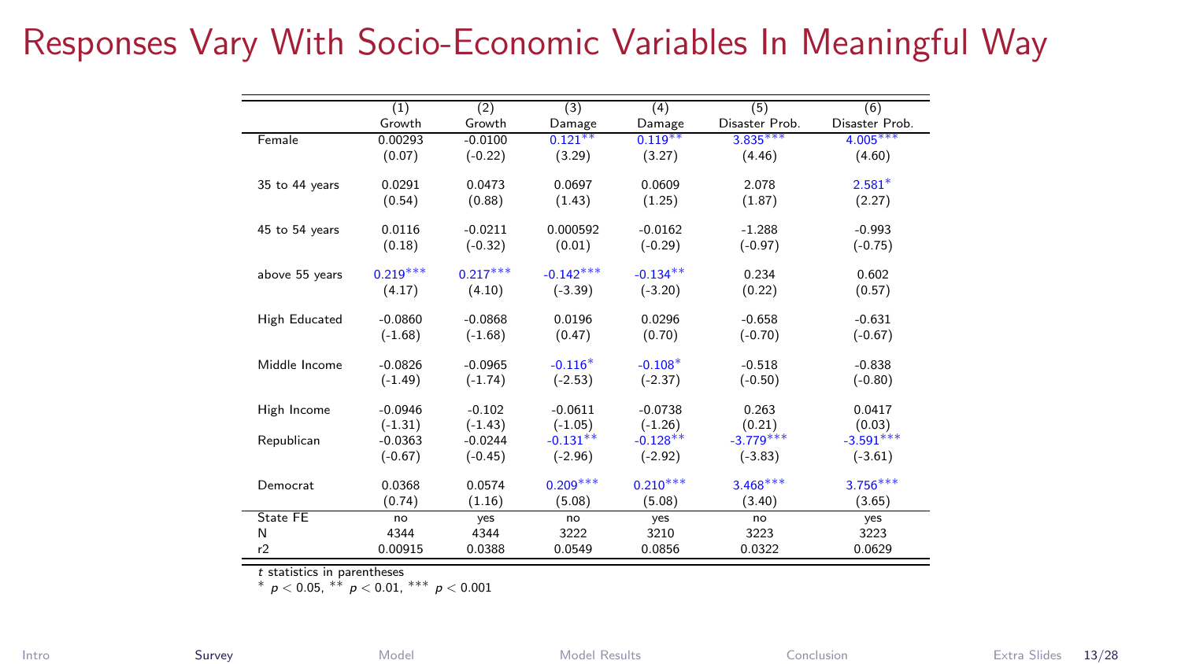# Responses Vary With Socio-Economic Variables In Meaningful Way

| | (1) Growth | (2) Growth | (3) Damage | (4) Damage | (5) Disaster Prob. | (6) Disaster Prob. |
|---|---|---|---|---|---|---|
| Female | 0.00293 | -0.0100 | 0.121** | 0.119** | 3.835*** | 4.005*** |
| | (0.07) | (-0.22) | (3.29) | (3.27) | (4.46) | (4.60) |
| 35 to 44 years | 0.0291 | 0.0473 | 0.0697 | 0.0609 | 2.078 | 2.581* |
| | (0.54) | (0.88) | (1.43) | (1.25) | (1.87) | (2.27) |
| 45 to 54 years | 0.0116 | -0.0211 | 0.000592 | -0.0162 | -1.288 | -0.993 |
| | (0.18) | (-0.32) | (0.01) | (-0.29) | (-0.97) | (-0.75) |
| above 55 years | 0.219*** | 0.217*** | -0.142*** | -0.134** | 0.234 | 0.602 |
| | (4.17) | (4.10) | (-3.39) | (-3.20) | (0.22) | (0.57) |
| High Educated | -0.0860 | -0.0868 | 0.0196 | 0.0296 | -0.658 | -0.631 |
| | (-1.68) | (-1.68) | (0.47) | (0.70) | (-0.70) | (-0.67) |
| Middle Income | -0.0826 | -0.0965 | -0.116* | -0.108* | -0.518 | -0.838 |
| | (-1.49) | (-1.74) | (-2.53) | (-2.37) | (-0.50) | (-0.80) |
| High Income | -0.0946 | -0.102 | -0.0611 | -0.0738 | 0.263 | 0.0417 |
| | (-1.31) | (-1.43) | (-1.05) | (-1.26) | (0.21) | (0.03) |
| Republican | -0.0363 | -0.0244 | -0.131** | -0.128** | -3.779*** | -3.591*** |
| | (-0.67) | (-0.45) | (-2.96) | (-2.92) | (-3.83) | (-3.61) |
| Democrat | 0.0368 | 0.0574 | 0.209*** | 0.210*** | 3.468*** | 3.756*** |
| | (0.74) | (1.16) | (5.08) | (5.08) | (3.40) | (3.65) |
| State FE | no | yes | no | yes | no | yes |
| N | 4344 | 4344 | 3222 | 3210 | 3223 | 3223 |
| r2 | 0.00915 | 0.0388 | 0.0549 | 0.0856 | 0.0322 | 0.0629 |

$t$ statistics in parentheses
* $p < 0.05$, ** $p < 0.01$, *** $p < 0.001$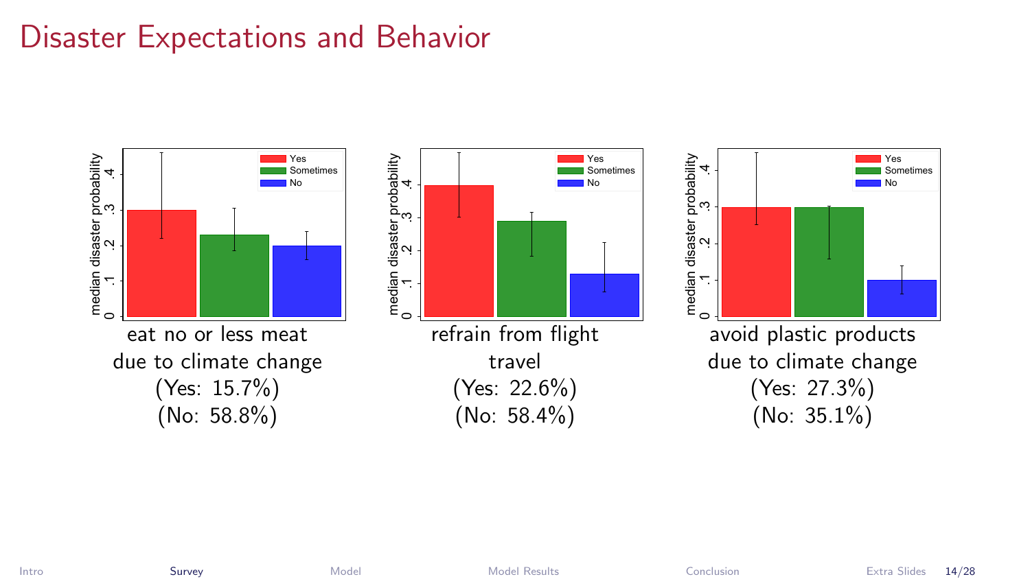# Disaster Expectations and Behavior

eat no or less meat due to climate change
(Yes: 15.7%)
(No: 58.8%)

refrain from flight travel
(Yes: 22.6%)
(No: 58.4%)

avoid plastic products due to climate change
(Yes: 27.3%)
(No: 35.1%)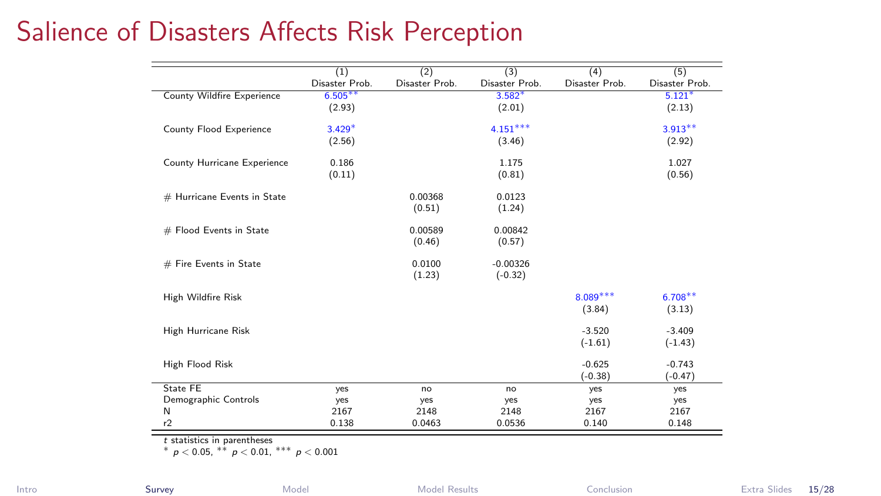# Salience of Disasters Affects Risk Perception

| | (1) Disaster Prob. | (2) Disaster Prob. | (3) Disaster Prob. | (4) Disaster Prob. | (5) Disaster Prob. |
|---|---|---|---|---|---|
| County Wildfire Experience | 6.505** | | 3.582* | | 5.121* |
| | (2.93) | | (2.01) | | (2.13) |
| County Flood Experience | 3.429* | | 4.151*** | | 3.913** |
| | (2.56) | | (3.46) | | (2.92) |
| County Hurricane Experience | 0.186 | | 1.175 | | 1.027 |
| | (0.11) | | (0.81) | | (0.56) |
| # Hurricane Events in State | | 0.00368 | 0.0123 | | |
| | | (0.51) | (1.24) | | |
| # Flood Events in State | | 0.00589 | 0.00842 | | |
| | | (0.46) | (0.57) | | |
| # Fire Events in State | | 0.0100 | -0.00326 | | |
| | | (1.23) | (-0.32) | | |
| High Wildfire Risk | | | | 8.089*** | 6.708** |
| | | | | (3.84) | (3.13) |
| High Hurricane Risk | | | | -3.520 | -3.409 |
| | | | | (-1.61) | (-1.43) |
| High Flood Risk | | | | -0.625 | -0.743 |
| | | | | (-0.38) | (-0.47) |
| State FE | yes | no | no | yes | yes |
| Demographic Controls | yes | yes | yes | yes | yes |
| N | 2167 | 2148 | 2148 | 2167 | 2167 |
| r2 | 0.138 | 0.0463 | 0.0536 | 0.140 | 0.148 |

$t$ statistics in parentheses

$^{*}$ $p < 0.05$, $^{**}$ $p < 0.01$, $^{***}$ $p < 0.001$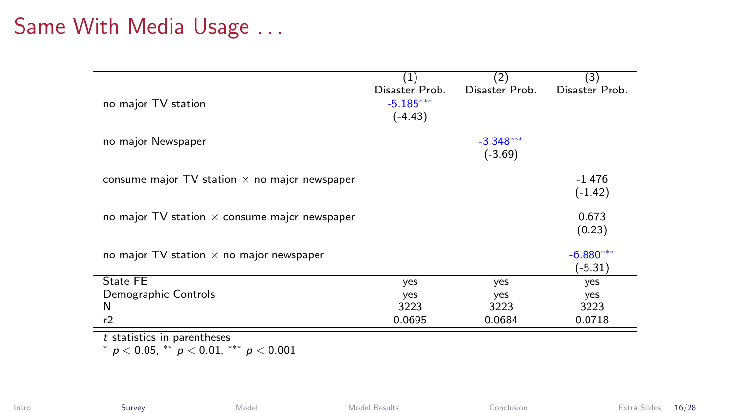# Same With Media Usage . . .

| | (1) Disaster Prob. | (2) Disaster Prob. | (3) Disaster Prob. |
|---|---|---|---|
| no major TV station | -5.185*** | | |
| | (-4.43) | | |
| no major Newspaper | | -3.348*** | |
| | | (-3.69) | |
| consume major TV station × no major newspaper | | | -1.476 |
| | | | (-1.42) |
| no major TV station × consume major newspaper | | | 0.673 |
| | | | (0.23) |
| no major TV station × no major newspaper | | | -6.880*** |
| | | | (-5.31) |
| State FE | yes | yes | yes |
| Demographic Controls | yes | yes | yes |
| N | 3223 | 3223 | 3223 |
| r2 | 0.0695 | 0.0684 | 0.0718 |

*t* statistics in parentheses

* $p < 0.05$, ** $p < 0.01$, *** $p < 0.001$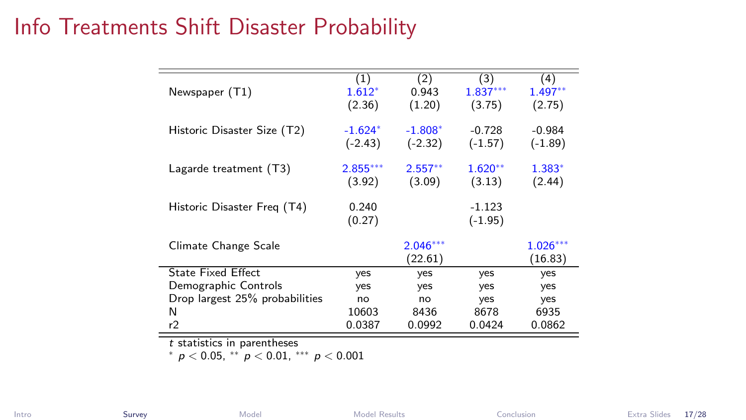# Info Treatments Shift Disaster Probability

| | (1) | (2) | (3) | (4) |
|---|---|---|---|---|
| Newspaper (T1) | 1.612$^{*}$ | 0.943 | 1.837$^{***}$ | 1.497$^{**}$ |
| | (2.36) | (1.20) | (3.75) | (2.75) |
| Historic Disaster Size (T2) | -1.624$^{*}$ | -1.808$^{*}$ | -0.728 | -0.984 |
| | (-2.43) | (-2.32) | (-1.57) | (-1.89) |
| Lagarde treatment (T3) | 2.855$^{***}$ | 2.557$^{**}$ | 1.620$^{**}$ | 1.383$^{*}$ |
| | (3.92) | (3.09) | (3.13) | (2.44) |
| Historic Disaster Freq (T4) | 0.240 | | -1.123 | |
| | (0.27) | | (-1.95) | |
| Climate Change Scale | | 2.046$^{***}$ | | 1.026$^{***}$ |
| | | (22.61) | | (16.83) |
| State Fixed Effect | yes | yes | yes | yes |
| Demographic Controls | yes | yes | yes | yes |
| Drop largest 25% probabilities | no | no | yes | yes |
| N | 10603 | 8436 | 8678 | 6935 |
| r2 | 0.0387 | 0.0992 | 0.0424 | 0.0862 |

*t* statistics in parentheses

$^{*}$ $p < 0.05$, $^{**}$ $p < 0.01$, $^{***}$ $p < 0.001$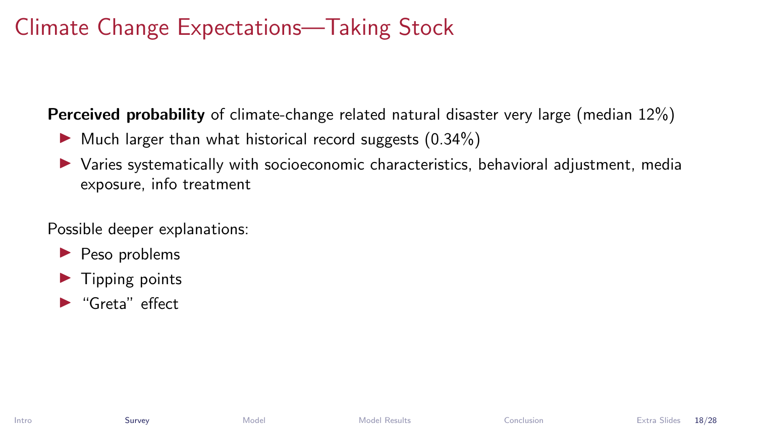# Climate Change Expectations—Taking Stock

**Perceived probability** of climate-change related natural disaster very large (median 12%)

- Much larger than what historical record suggests (0.34%)
- Varies systematically with socioeconomic characteristics, behavioral adjustment, media exposure, info treatment

Possible deeper explanations:

- Peso problems
- Tipping points
- "Greta" effect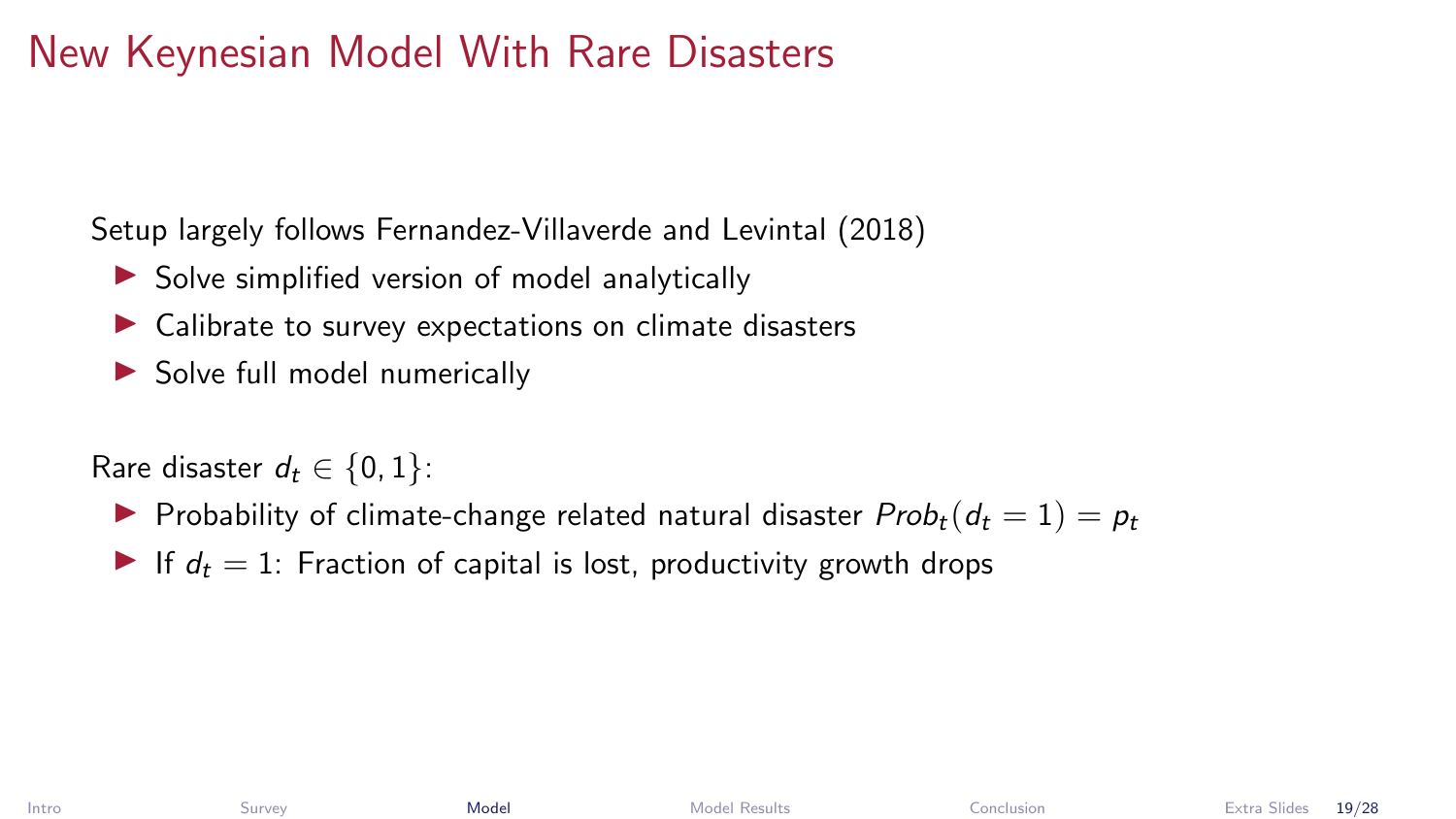# New Keynesian Model With Rare Disasters

Setup largely follows Fernandez-Villaverde and Levintal (2018)

- Solve simplified version of model analytically
- Calibrate to survey expectations on climate disasters
- Solve full model numerically

Rare disaster $d_t \in \{0, 1\}$:

- Probability of climate-change related natural disaster $Prob_t(d_t = 1) = p_t$
- If $d_t = 1$: Fraction of capital is lost, productivity growth drops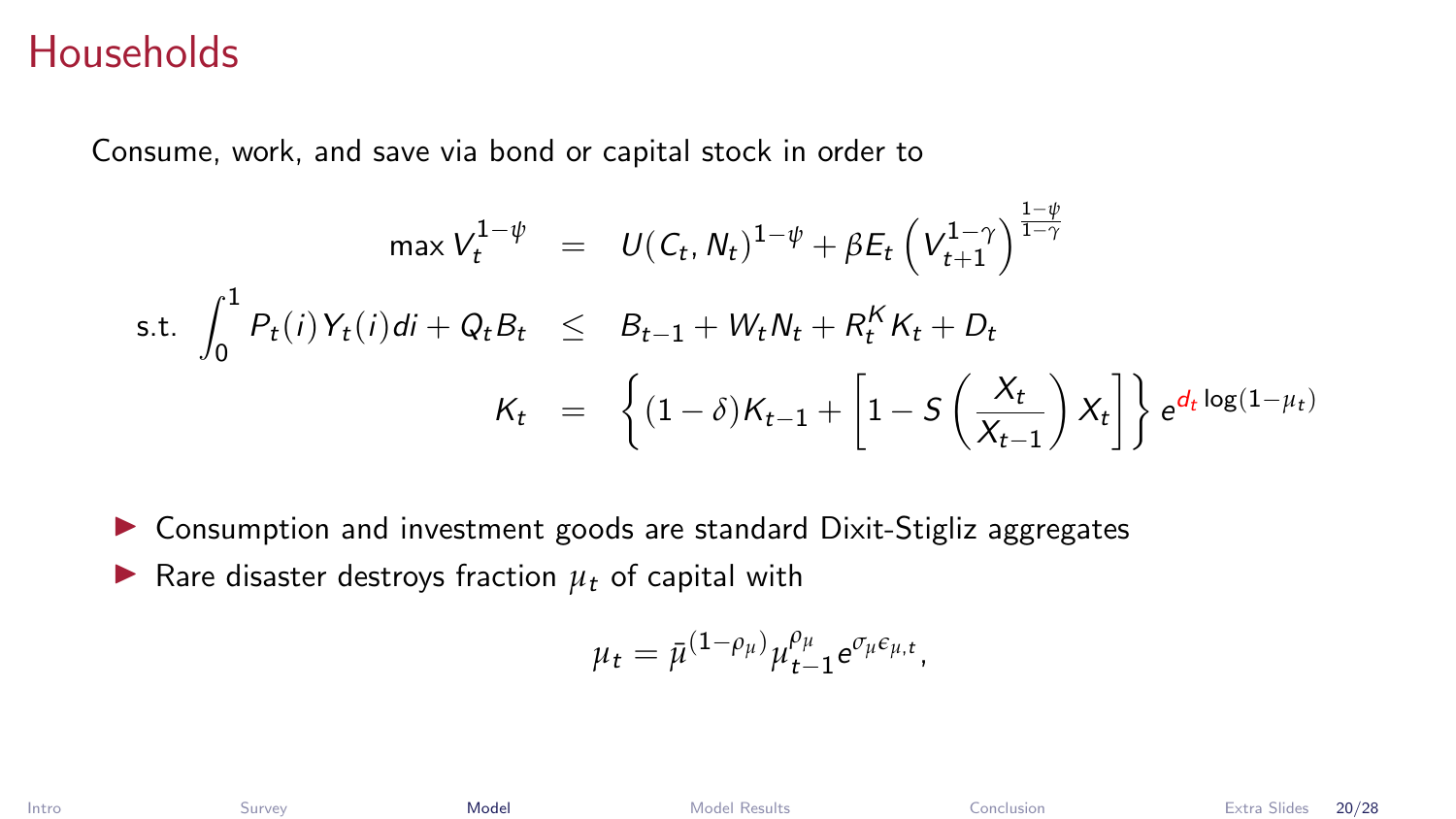# Households

Consume, work, and save via bond or capital stock in order to

$$
\begin{aligned}
\max V_t^{1-\psi} &= U(C_t, N_t)^{1-\psi} + \beta E_t \left( V_{t+1}^{1-\gamma} \right)^{\frac{1-\psi}{1-\gamma}} \\
\text{s.t. } \int_0^1 P_t(i) Y_t(i) di + Q_t B_t &\leq B_{t-1} + W_t N_t + R_t^K K_t + D_t \\
K_t &= \left\{ (1-\delta) K_{t-1} + \left[ 1 - S\left( \frac{X_t}{X_{t-1}} \right) X_t \right] \right\} e^{d_t \log(1-\mu_t)}
\end{aligned}
$$

- Consumption and investment goods are standard Dixit-Stigliz aggregates
- Rare disaster destroys fraction $\mu_t$ of capital with

$$
\mu_t = \bar{\mu}^{(1-\rho_\mu)} \mu_{t-1}^{\rho_\mu} e^{\sigma_\mu \epsilon_{\mu,t}},
$$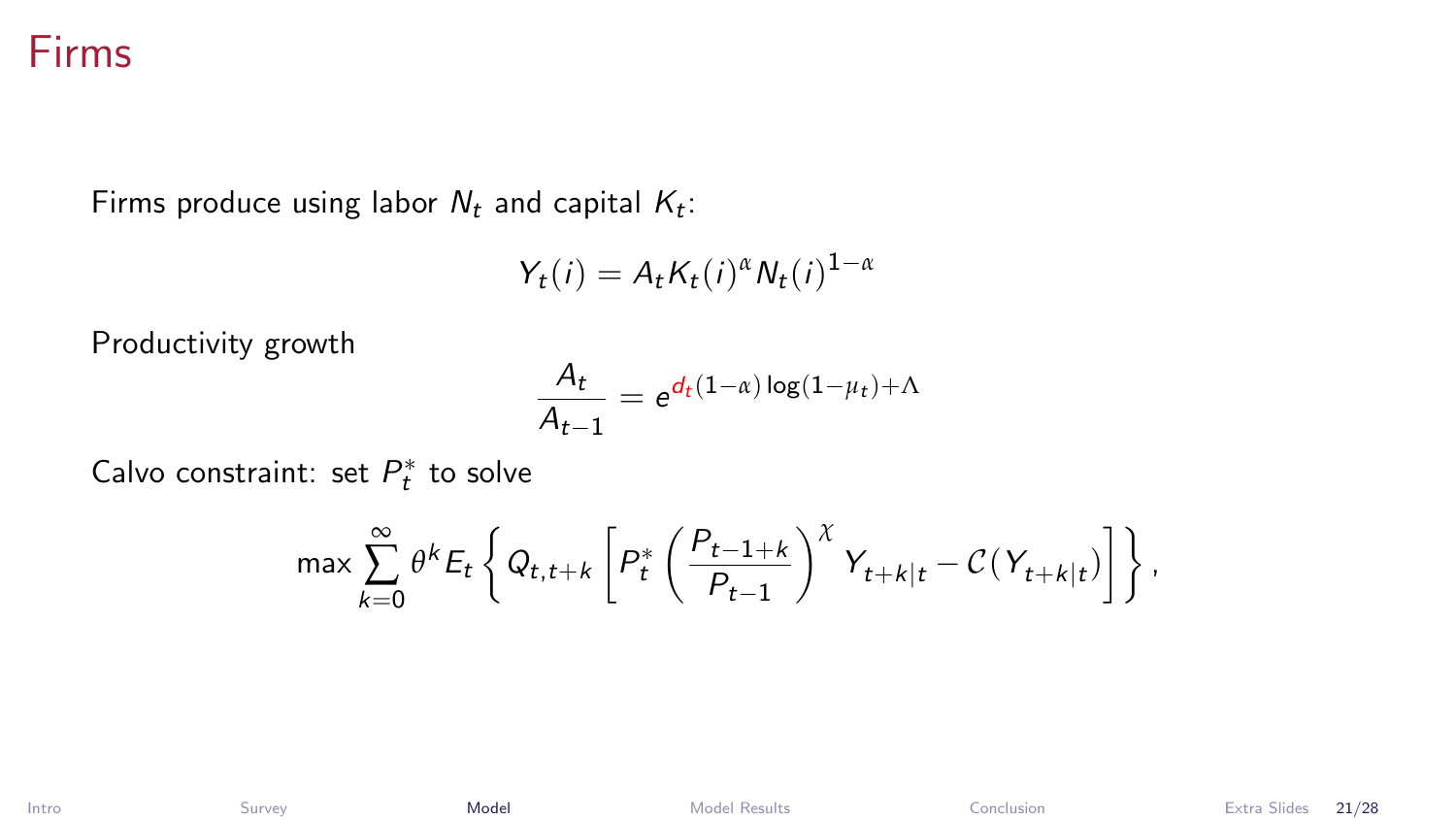# Firms

Firms produce using labor $N_t$ and capital $K_t$:

$$Y_t(i) = A_t K_t(i)^{\alpha} N_t(i)^{1-\alpha}$$

Productivity growth

$$\frac{A_t}{A_{t-1}} = e^{d_t(1-\alpha)\log(1-\mu_t)+\Lambda}$$

Calvo constraint: set $P_t^*$ to solve

$$\max \sum_{k=0}^{\infty} \theta^k E_t \left\{ Q_{t,t+k} \left[ P_t^* \left( \frac{P_{t-1+k}}{P_{t-1}} \right)^{\chi} Y_{t+k|t} - \mathcal{C}(Y_{t+k|t}) \right] \right\},$$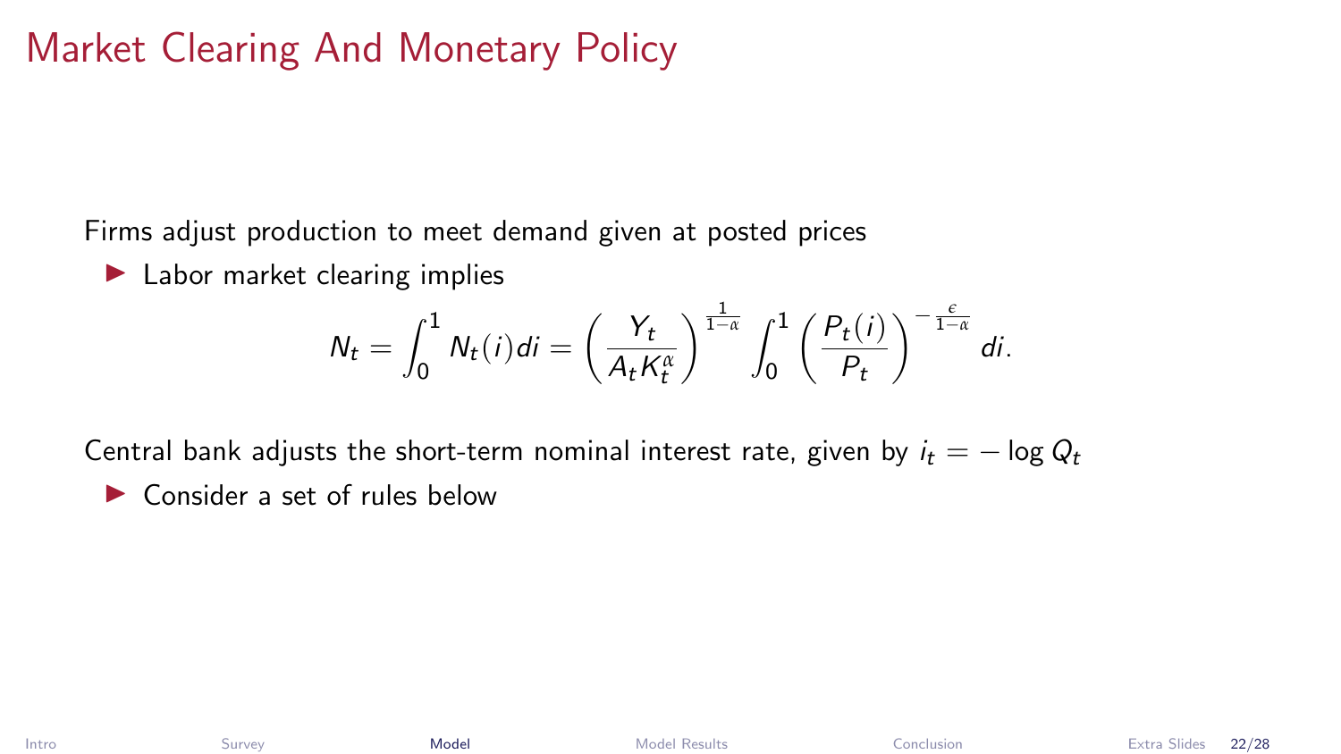# Market Clearing And Monetary Policy

Firms adjust production to meet demand given at posted prices

- Labor market clearing implies

$$N_t = \int_0^1 N_t(i)di = \left(\frac{Y_t}{A_t K_t^{\alpha}}\right)^{\frac{1}{1-\alpha}} \int_0^1 \left(\frac{P_t(i)}{P_t}\right)^{-\frac{\epsilon}{1-\alpha}} di.$$

Central bank adjusts the short-term nominal interest rate, given by $i_t = -\log Q_t$

- Consider a set of rules below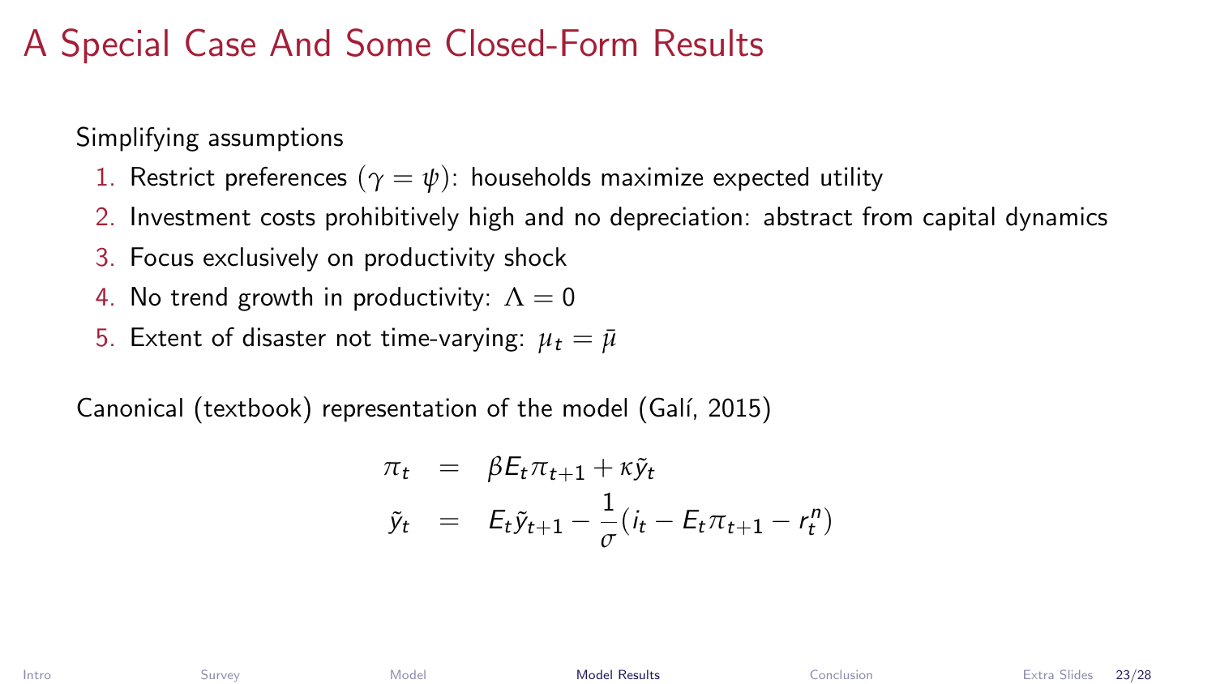# A Special Case And Some Closed-Form Results

Simplifying assumptions

1. Restrict preferences ($\gamma = \psi$): households maximize expected utility
2. Investment costs prohibitively high and no depreciation: abstract from capital dynamics
3. Focus exclusively on productivity shock
4. No trend growth in productivity: $\Lambda = 0$
5. Extent of disaster not time-varying: $\mu_t = \bar{\mu}$

Canonical (textbook) representation of the model (Galí, 2015)

$$
\begin{aligned}
\pi_t &= \beta E_t \pi_{t+1} + \kappa \tilde{y}_t \\
\tilde{y}_t &= E_t \tilde{y}_{t+1} - \frac{1}{\sigma}(i_t - E_t \pi_{t+1} - r_t^n)
\end{aligned}
$$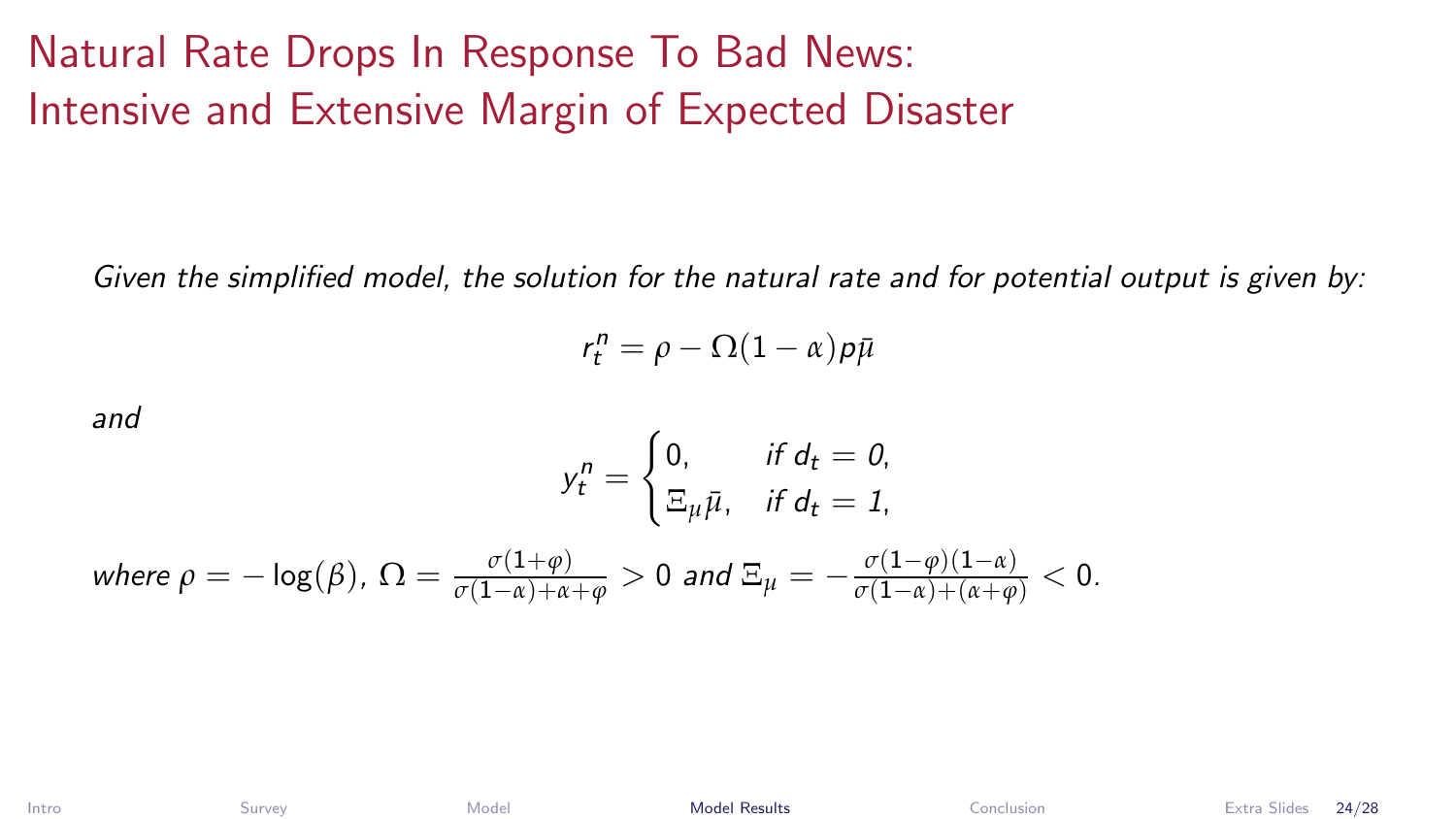# Natural Rate Drops In Response To Bad News: Intensive and Extensive Margin of Expected Disaster

*Given the simplified model, the solution for the natural rate and for potential output is given by:*

$$r_t^n = \rho - \Omega(1-\alpha)p\bar{\mu}$$

*and*

$$y_t^n = \begin{cases} 0, & \text{if } d_t = 0, \\ \Xi_\mu \bar{\mu}, & \text{if } d_t = 1, \end{cases}$$

*where* $\rho = -\log(\beta)$, $\Omega = \frac{\sigma(1+\varphi)}{\sigma(1-\alpha)+\alpha+\varphi} > 0$ *and* $\Xi_\mu = -\frac{\sigma(1-\varphi)(1-\alpha)}{\sigma(1-\alpha)+(\alpha+\varphi)} < 0$.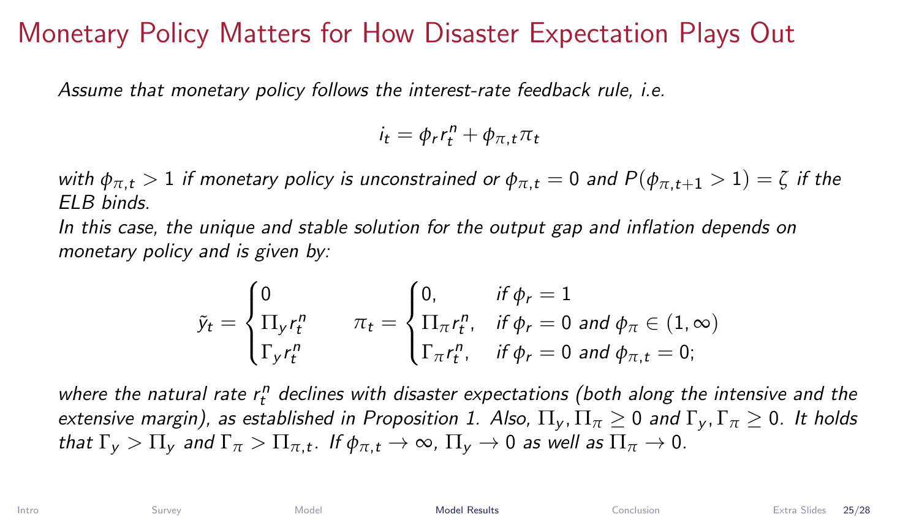# Monetary Policy Matters for How Disaster Expectation Plays Out

*Assume that monetary policy follows the interest-rate feedback rule, i.e.*

$$i_t = \phi_r r_t^n + \phi_{\pi,t}\pi_t$$

*with $\phi_{\pi,t} > 1$ if monetary policy is unconstrained or $\phi_{\pi,t} = 0$ and $P(\phi_{\pi,t+1} > 1) = \zeta$ if the ELB binds.*
*In this case, the unique and stable solution for the output gap and inflation depends on monetary policy and is given by:*

$$\tilde{y}_t = \begin{cases} 0 \\ \Pi_y r_t^n \\ \Gamma_y r_t^n \end{cases} \qquad \pi_t = \begin{cases} 0, & \text{if } \phi_r = 1 \\ \Pi_\pi r_t^n, & \text{if } \phi_r = 0 \text{ and } \phi_\pi \in (1, \infty) \\ \Gamma_\pi r_t^n, & \text{if } \phi_r = 0 \text{ and } \phi_{\pi,t} = 0; \end{cases}$$

*where the natural rate $r_t^n$ declines with disaster expectations (both along the intensive and the extensive margin), as established in Proposition 1. Also, $\Pi_y, \Pi_\pi \geq 0$ and $\Gamma_y, \Gamma_\pi \geq 0$. It holds that $\Gamma_y > \Pi_y$ and $\Gamma_\pi > \Pi_{\pi,t}$. If $\phi_{\pi,t} \to \infty$, $\Pi_y \to 0$ as well as $\Pi_\pi \to 0$.*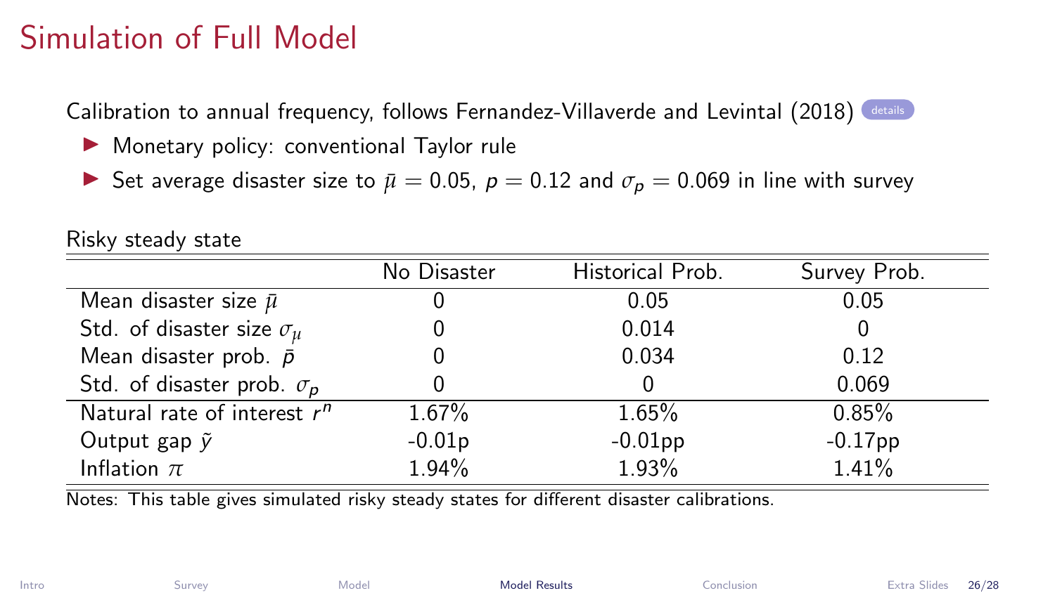# Simulation of Full Model

Calibration to annual frequency, follows Fernandez-Villaverde and Levintal (2018) details

- Monetary policy: conventional Taylor rule
- Set average disaster size to $\bar{\mu} = 0.05$, $p = 0.12$ and $\sigma_p = 0.069$ in line with survey

Risky steady state

| | No Disaster | Historical Prob. | Survey Prob. |
|---|---|---|---|
| Mean disaster size $\bar{\mu}$ | 0 | 0.05 | 0.05 |
| Std. of disaster size $\sigma_\mu$ | 0 | 0.014 | 0 |
| Mean disaster prob. $\bar{p}$ | 0 | 0.034 | 0.12 |
| Std. of disaster prob. $\sigma_p$ | 0 | 0 | 0.069 |
| Natural rate of interest $r^n$ | 1.67% | 1.65% | 0.85% |
| Output gap $\tilde{y}$ | -0.01p | -0.01pp | -0.17pp |
| Inflation $\pi$ | 1.94% | 1.93% | 1.41% |

Notes: This table gives simulated risky steady states for different disaster calibrations.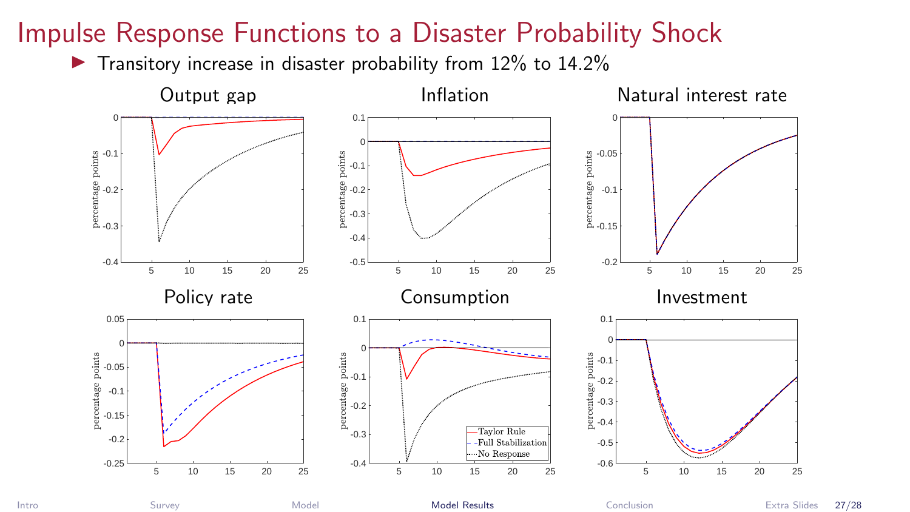# Impulse Response Functions to a Disaster Probability Shock

- Transitory increase in disaster probability from 12% to 14.2%

### Output gap

### Inflation

### Natural interest rate

### Policy rate

### Consumption

### Investment

Legend: Taylor Rule; Full Stabilization; No Response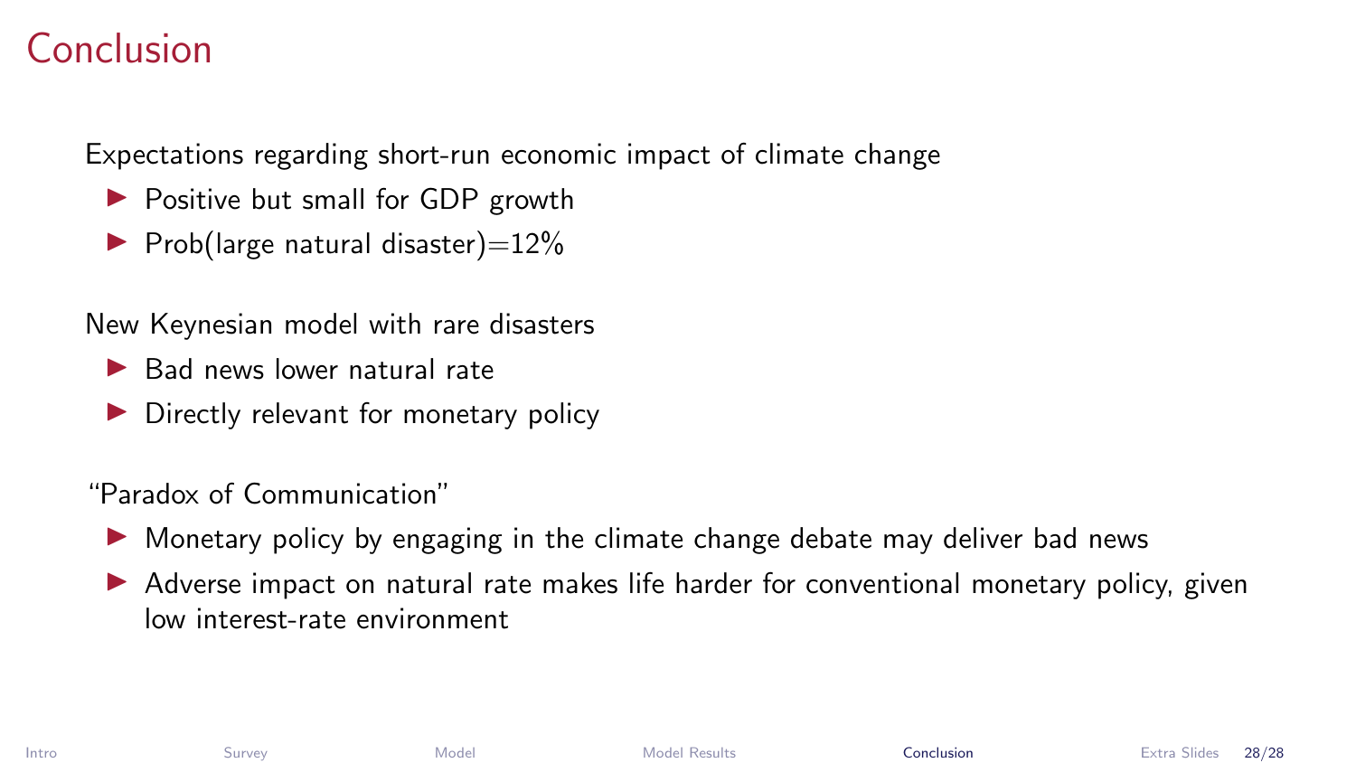# Conclusion

Expectations regarding short-run economic impact of climate change

- Positive but small for GDP growth
- Prob(large natural disaster)=12%

New Keynesian model with rare disasters

- Bad news lower natural rate
- Directly relevant for monetary policy

"Paradox of Communication"

- Monetary policy by engaging in the climate change debate may deliver bad news
- Adverse impact on natural rate makes life harder for conventional monetary policy, given low interest-rate environment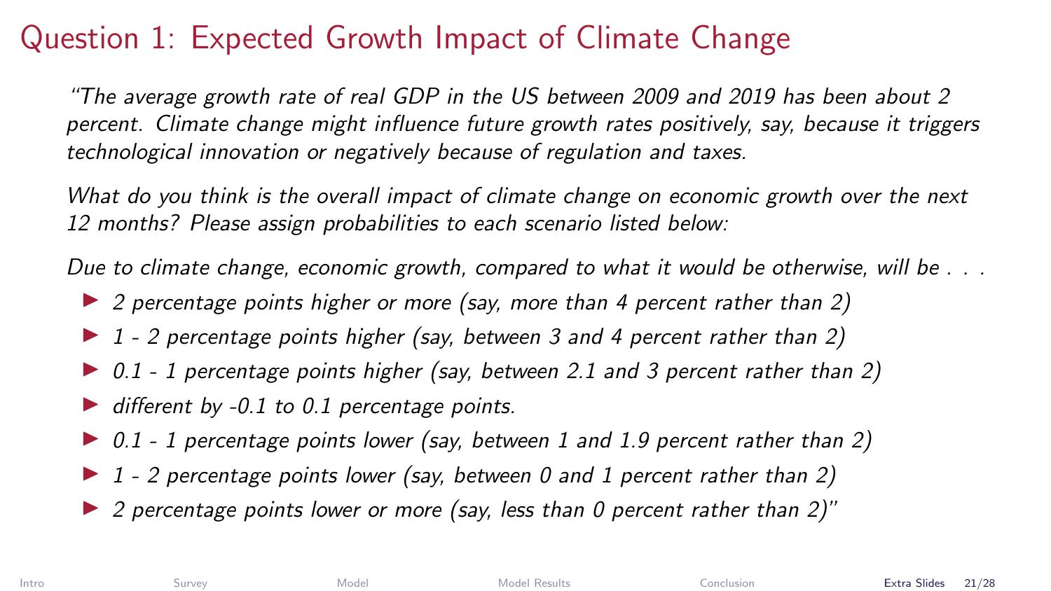# Question 1: Expected Growth Impact of Climate Change

*"The average growth rate of real GDP in the US between 2009 and 2019 has been about 2 percent. Climate change might influence future growth rates positively, say, because it triggers technological innovation or negatively because of regulation and taxes.*

*What do you think is the overall impact of climate change on economic growth over the next 12 months? Please assign probabilities to each scenario listed below:*

*Due to climate change, economic growth, compared to what it would be otherwise, will be . . .*

- *2 percentage points higher or more (say, more than 4 percent rather than 2)*
- *1 - 2 percentage points higher (say, between 3 and 4 percent rather than 2)*
- *0.1 - 1 percentage points higher (say, between 2.1 and 3 percent rather than 2)*
- *different by -0.1 to 0.1 percentage points.*
- *0.1 - 1 percentage points lower (say, between 1 and 1.9 percent rather than 2)*
- *1 - 2 percentage points lower (say, between 0 and 1 percent rather than 2)*
- *2 percentage points lower or more (say, less than 0 percent rather than 2)"*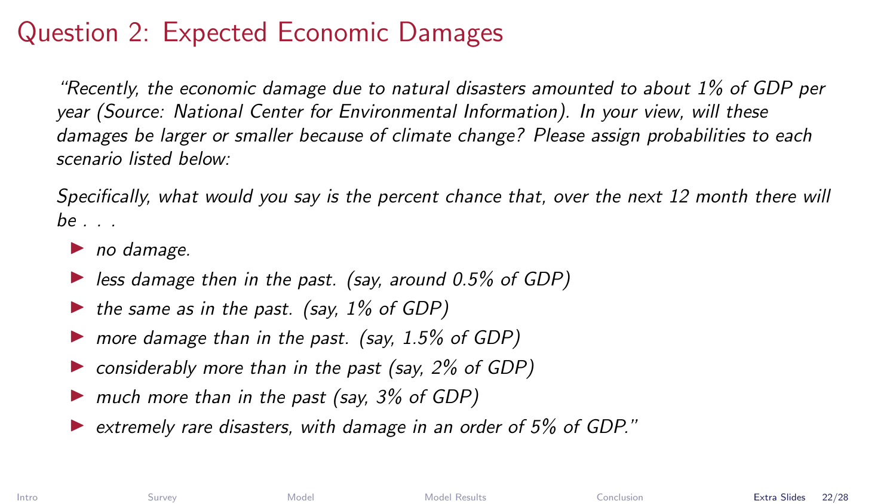# Question 2: Expected Economic Damages

*"Recently, the economic damage due to natural disasters amounted to about 1% of GDP per year (Source: National Center for Environmental Information). In your view, will these damages be larger or smaller because of climate change? Please assign probabilities to each scenario listed below:*

*Specifically, what would you say is the percent chance that, over the next 12 month there will be . . .*

- *no damage.*
- *less damage then in the past. (say, around 0.5% of GDP)*
- *the same as in the past. (say, 1% of GDP)*
- *more damage than in the past. (say, 1.5% of GDP)*
- *considerably more than in the past (say, 2% of GDP)*
- *much more than in the past (say, 3% of GDP)*
- *extremely rare disasters, with damage in an order of 5% of GDP."*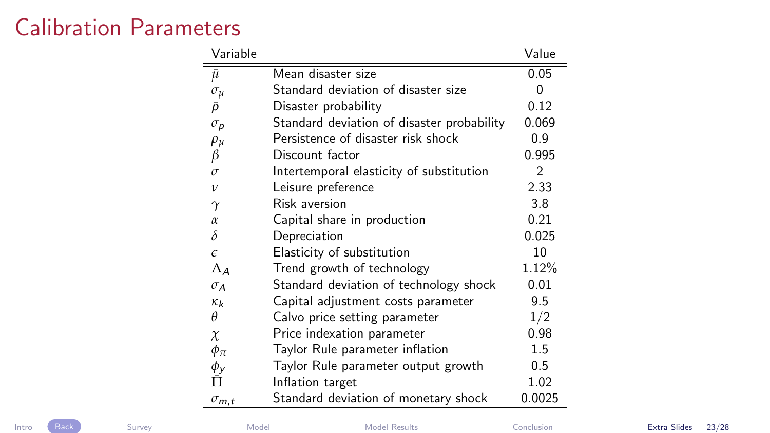# Calibration Parameters

| Variable | | Value |
|---|---|---|
| $\bar{\mu}$ | Mean disaster size | 0.05 |
| $\sigma_{\mu}$ | Standard deviation of disaster size | 0 |
| $\bar{p}$ | Disaster probability | 0.12 |
| $\sigma_p$ | Standard deviation of disaster probability | 0.069 |
| $\rho_{\mu}$ | Persistence of disaster risk shock | 0.9 |
| $\beta$ | Discount factor | 0.995 |
| $\sigma$ | Intertemporal elasticity of substitution | 2 |
| $\nu$ | Leisure preference | 2.33 |
| $\gamma$ | Risk aversion | 3.8 |
| $\alpha$ | Capital share in production | 0.21 |
| $\delta$ | Depreciation | 0.025 |
| $\epsilon$ | Elasticity of substitution | 10 |
| $\Lambda_A$ | Trend growth of technology | 1.12% |
| $\sigma_A$ | Standard deviation of technology shock | 0.01 |
| $\kappa_k$ | Capital adjustment costs parameter | 9.5 |
| $\theta$ | Calvo price setting parameter | 1/2 |
| $\chi$ | Price indexation parameter | 0.98 |
| $\phi_{\pi}$ | Taylor Rule parameter inflation | 1.5 |
| $\phi_y$ | Taylor Rule parameter output growth | 0.5 |
| $\bar{\Pi}$ | Inflation target | 1.02 |
| $\sigma_{m,t}$ | Standard deviation of monetary shock | 0.0025 |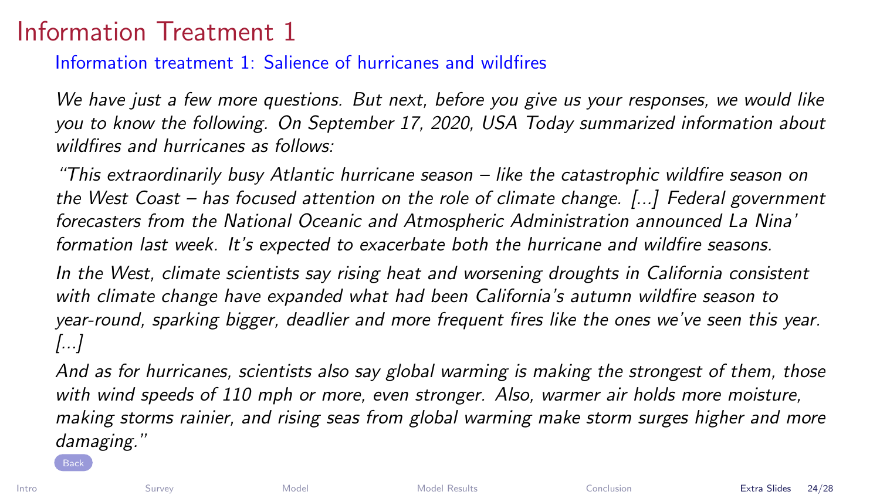# Information Treatment 1

## Information treatment 1: Salience of hurricanes and wildfires

*We have just a few more questions. But next, before you give us your responses, we would like you to know the following. On September 17, 2020, USA Today summarized information about wildfires and hurricanes as follows:*

*"This extraordinarily busy Atlantic hurricane season – like the catastrophic wildfire season on the West Coast – has focused attention on the role of climate change. [...] Federal government forecasters from the National Oceanic and Atmospheric Administration announced La Nina' formation last week. It's expected to exacerbate both the hurricane and wildfire seasons.*

*In the West, climate scientists say rising heat and worsening droughts in California consistent with climate change have expanded what had been California's autumn wildfire season to year-round, sparking bigger, deadlier and more frequent fires like the ones we've seen this year. [...]*

*And as for hurricanes, scientists also say global warming is making the strongest of them, those with wind speeds of 110 mph or more, even stronger. Also, warmer air holds more moisture, making storms rainier, and rising seas from global warming make storm surges higher and more damaging."*

Back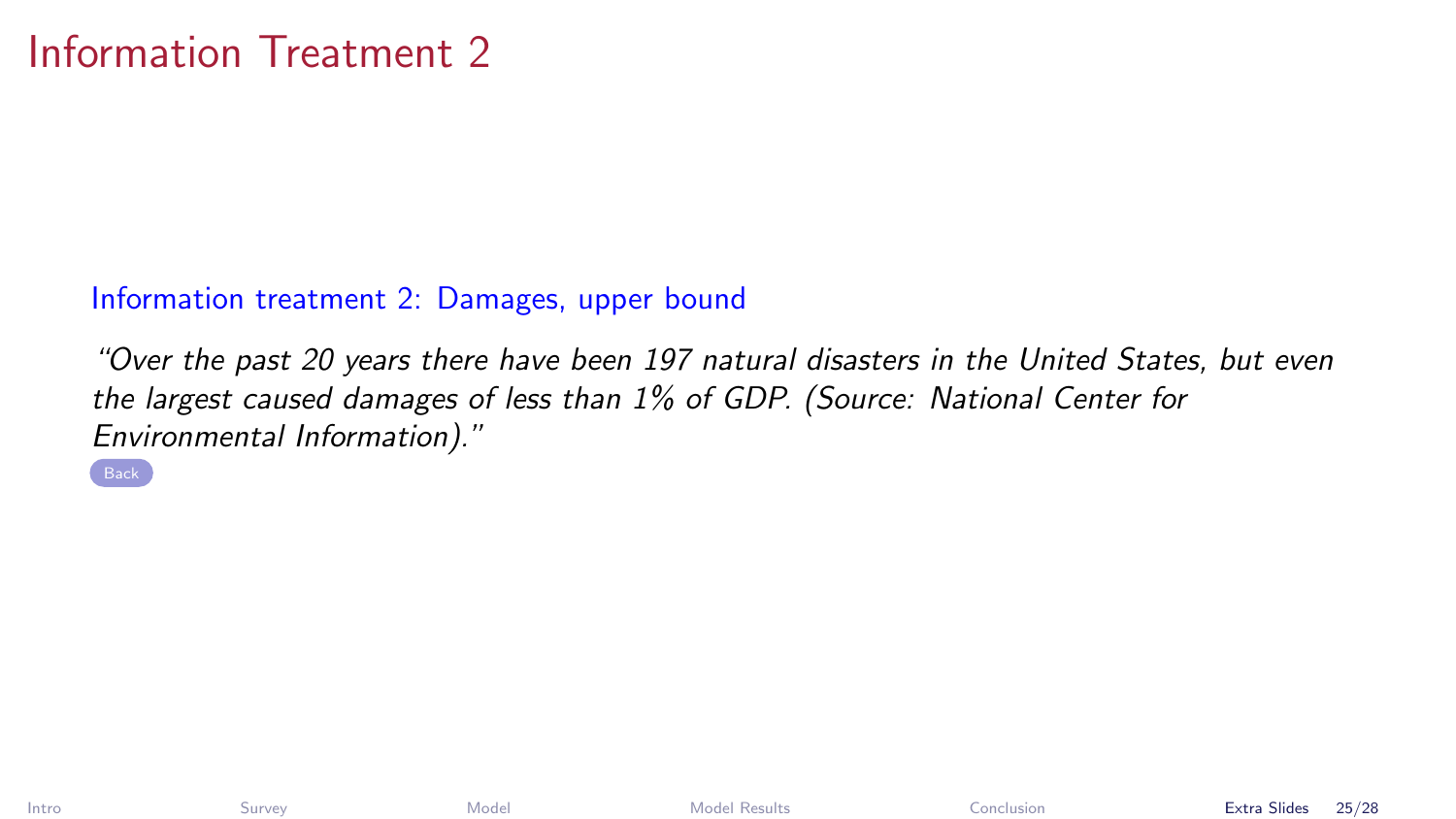# Information Treatment 2

Information treatment 2: Damages, upper bound

*"Over the past 20 years there have been 197 natural disasters in the United States, but even the largest caused damages of less than 1% of GDP. (Source: National Center for Environmental Information)."*

Back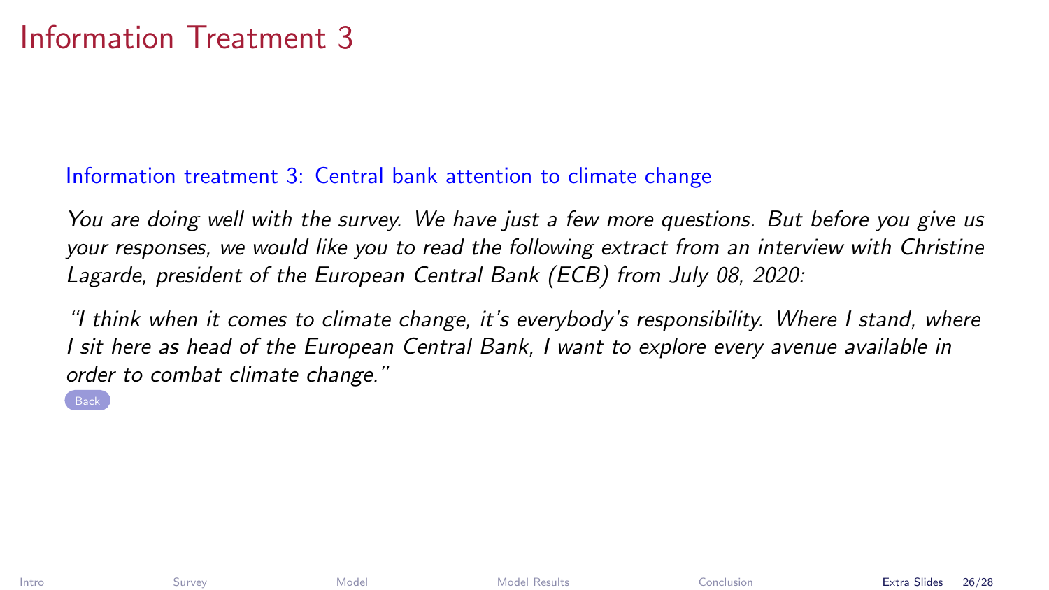# Information Treatment 3

Information treatment 3: Central bank attention to climate change

*You are doing well with the survey. We have just a few more questions. But before you give us your responses, we would like you to read the following extract from an interview with Christine Lagarde, president of the European Central Bank (ECB) from July 08, 2020:*

*"I think when it comes to climate change, it's everybody's responsibility. Where I stand, where I sit here as head of the European Central Bank, I want to explore every avenue available in order to combat climate change."*

Back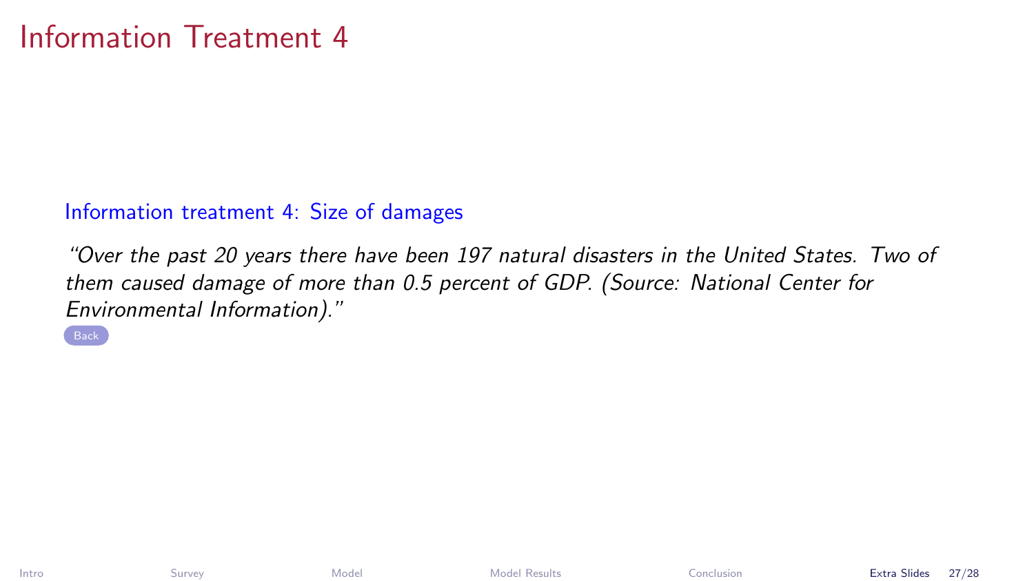# Information Treatment 4

**Information treatment 4: Size of damages**

*"Over the past 20 years there have been 197 natural disasters in the United States. Two of them caused damage of more than 0.5 percent of GDP. (Source: National Center for Environmental Information)."*

Back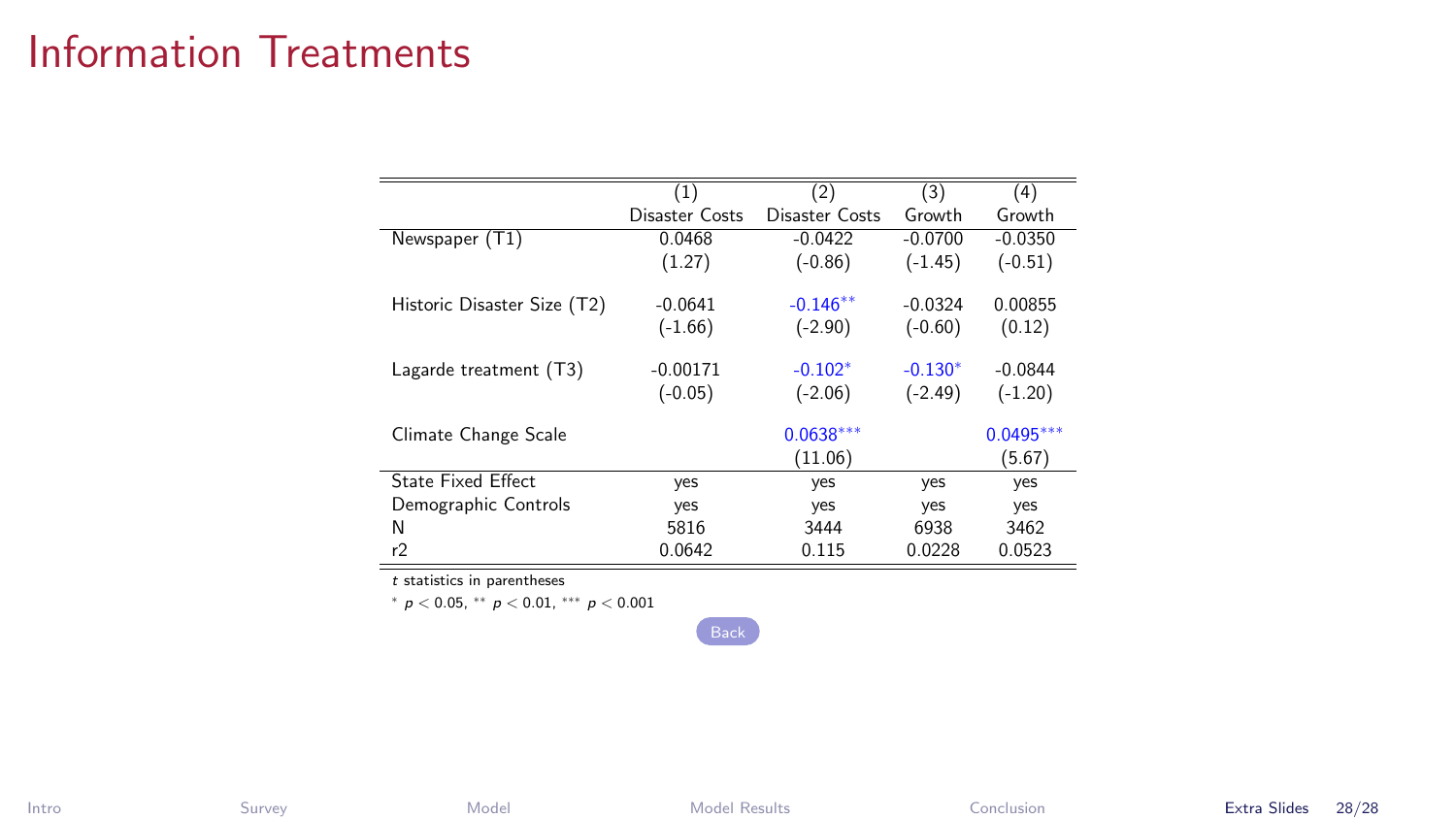# Information Treatments

| | (1) Disaster Costs | (2) Disaster Costs | (3) Growth | (4) Growth |
|---|---|---|---|---|
| Newspaper (T1) | 0.0468 | -0.0422 | -0.0700 | -0.0350 |
| | (1.27) | (-0.86) | (-1.45) | (-0.51) |
| Historic Disaster Size (T2) | -0.0641 | -0.146** | -0.0324 | 0.00855 |
| | (-1.66) | (-2.90) | (-0.60) | (0.12) |
| Lagarde treatment (T3) | -0.00171 | -0.102* | -0.130* | -0.0844 |
| | (-0.05) | (-2.06) | (-2.49) | (-1.20) |
| Climate Change Scale | | 0.0638*** | | 0.0495*** |
| | | (11.06) | | (5.67) |
| State Fixed Effect | yes | yes | yes | yes |
| Demographic Controls | yes | yes | yes | yes |
| N | 5816 | 3444 | 6938 | 3462 |
| r2 | 0.0642 | 0.115 | 0.0228 | 0.0523 |

*t* statistics in parentheses

* $p < 0.05$, ** $p < 0.01$, *** $p < 0.001$

Back